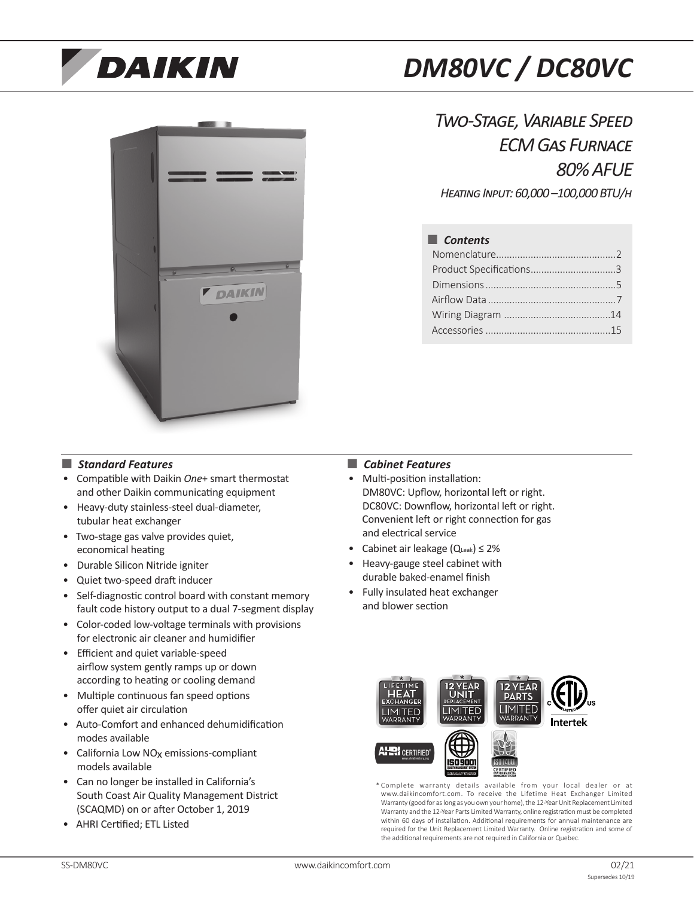# DM80VC / DC80VC

## *Two-Stage, Variable Speed ECM Gas Furnace 80% AFUE*

*Heating Input: 60,000 –100,000 BTU/h*

### Contents

- Nomenclature ............................................ 2
- Product Specifications ............................... 3
- Dimensions ................................................ 5
- Airflow Data ............................................... 7
- Wiring Diagram ........................................ 14
- Accessories .............................................. 15

### *Standard Features*

- Compatible with Daikin *One*+ smart thermostat and other Daikin communicating equipment
- Heavy-duty stainless-steel dual-diameter, tubular heat exchanger
- Two-stage gas valve provides quiet, economical heating
- Durable Silicon Nitride igniter
- Quiet two-speed draft inducer
- Self-diagnostic control board with constant memory fault code history output to a dual 7-segment display
- Color-coded low-voltage terminals with provisions for electronic air cleaner and humidifier
- Efficient and quiet variable-speed airflow system gently ramps up or down according to heating or cooling demand
- Multiple continuous fan speed options offer quiet air circulation
- Auto-Comfort and enhanced dehumidification modes available
- California Low $NO_X$ emissions-compliant models available
- Can no longer be installed in California's South Coast Air Quality Management District (SCAQMD) on or after October 1, 2019
- AHRI Certified; ETL Listed

### *Cabinet Features*

- Multi-position installation:
  DM80VC: Upflow, horizontal left or right.
  DC80VC: Downflow, horizontal left or right.
  Convenient left or right connection for gas and electrical service
- Cabinet air leakage ($Q_{Leak}$) ≤ 2%
- Heavy-gauge steel cabinet with durable baked-enamel finish
- Fully insulated heat exchanger and blower section

\* Complete warranty details available from your local dealer or at www.daikincomfort.com. To receive the Lifetime Heat Exchanger Limited Warranty (good for as long as you own your home), the 12-Year Unit Replacement Limited Warranty and the 12-Year Parts Limited Warranty, online registration must be completed within 60 days of installation. Additional requirements for annual maintenance are required for the Unit Replacement Limited Warranty. Online registration and some of the additional requirements are not required in California or Quebec.

SS-DM80VC www.daikincomfort.com 02/21 Supersedes 10/19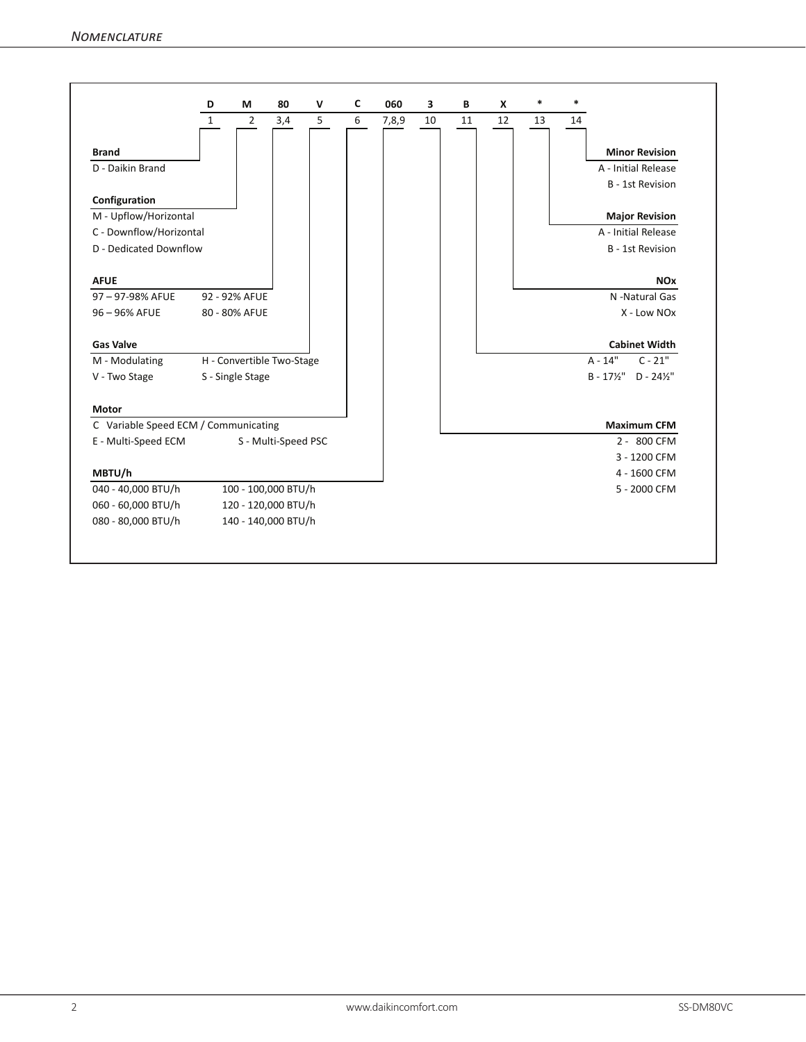## Nomenclature

| D | M | 80 | V | C | 060 | 3 | B | X | * | * |
|---|---|---|---|---|---|---|---|---|---|---|
| 1 | 2 | 3,4 | 5 | 6 | 7,8,9 | 10 | 11 | 12 | 13 | 14 |

**Brand**
D - Daikin Brand

**Configuration**
M - Upflow/Horizontal
C - Downflow/Horizontal
D - Dedicated Downflow

**AFUE**
97 – 97-98% AFUE    92 - 92% AFUE
96 – 96% AFUE    80 - 80% AFUE

**Gas Valve**
M - Modulating    H - Convertible Two-Stage
V - Two Stage    S - Single Stage

**Motor**
C  Variable Speed ECM / Communicating
E - Multi-Speed ECM    S - Multi-Speed PSC

**MBTU/h**
040 - 40,000 BTU/h    100 - 100,000 BTU/h
060 - 60,000 BTU/h    120 - 120,000 BTU/h
080 - 80,000 BTU/h    140 - 140,000 BTU/h

**Minor Revision**
A - Initial Release
B - 1st Revision

**Major Revision**
A - Initial Release
B - 1st Revision

**NOx**
N -Natural Gas
X - Low NOx

**Cabinet Width**
A - 14"    C - 21"
B - 17½"    D - 24½"

**Maximum CFM**
2 - 800 CFM
3 - 1200 CFM
4 - 1600 CFM
5 - 2000 CFM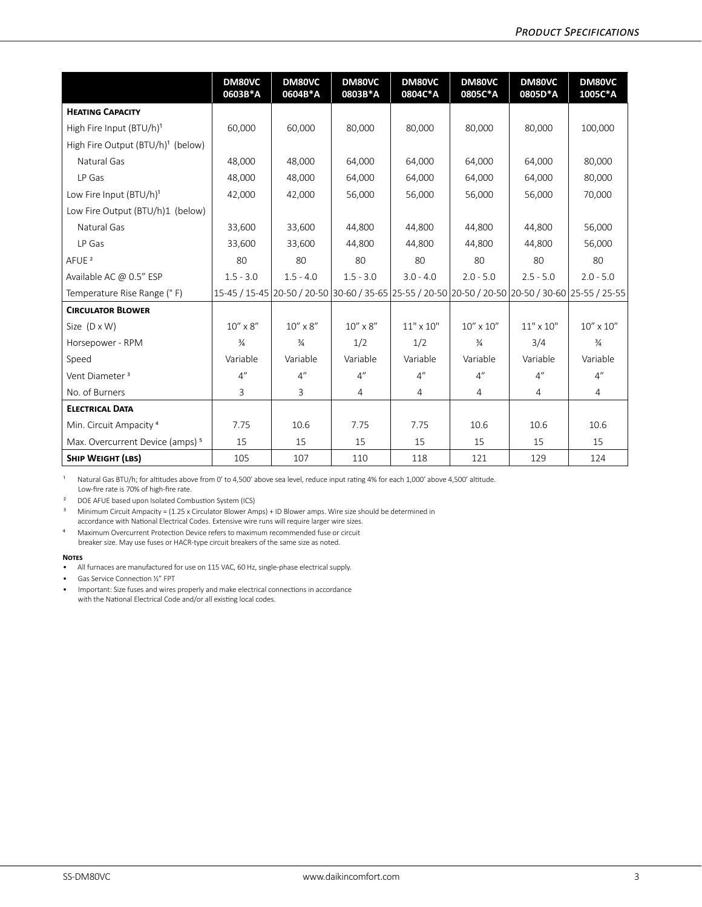| | DM80VC 0603B*A | DM80VC 0604B*A | DM80VC 0803B*A | DM80VC 0804C*A | DM80VC 0805C*A | DM80VC 0805D*A | DM80VC 1005C*A |
|---|---|---|---|---|---|---|---|
| **Heating Capacity** | | | | | | | |
| High Fire Input (BTU/h)[1] | 60,000 | 60,000 | 80,000 | 80,000 | 80,000 | 80,000 | 100,000 |
| High Fire Output (BTU/h)[1] (below) | | | | | | | |
| Natural Gas | 48,000 | 48,000 | 64,000 | 64,000 | 64,000 | 64,000 | 80,000 |
| LP Gas | 48,000 | 48,000 | 64,000 | 64,000 | 64,000 | 64,000 | 80,000 |
| Low Fire Input (BTU/h)[1] | 42,000 | 42,000 | 56,000 | 56,000 | 56,000 | 56,000 | 70,000 |
| Low Fire Output (BTU/h)1 (below) | | | | | | | |
| Natural Gas | 33,600 | 33,600 | 44,800 | 44,800 | 44,800 | 44,800 | 56,000 |
| LP Gas | 33,600 | 33,600 | 44,800 | 44,800 | 44,800 | 44,800 | 56,000 |
| AFUE [2] | 80 | 80 | 80 | 80 | 80 | 80 | 80 |
| Available AC @ 0.5" ESP | 1.5 - 3.0 | 1.5 - 4.0 | 1.5 - 3.0 | 3.0 - 4.0 | 2.0 - 5.0 | 2.5 - 5.0 | 2.0 - 5.0 |
| Temperature Rise Range (° F) | 15-45 / 15-45 | 20-50 / 20-50 | 30-60 / 35-65 | 25-55 / 20-50 | 20-50 / 20-50 | 20-50 / 30-60 | 25-55 / 25-55 |
| **Circulator Blower** | | | | | | | |
| Size (D x W) | 10" x 8" | 10" x 8" | 10" x 8" | 11" x 10" | 10" x 10" | 11" x 10" | 10" x 10" |
| Horsepower - RPM | ¾ | ¾ | 1/2 | 1/2 | ¾ | 3/4 | ¾ |
| Speed | Variable | Variable | Variable | Variable | Variable | Variable | Variable |
| Vent Diameter [3] | 4" | 4" | 4" | 4" | 4" | 4" | 4" |
| No. of Burners | 3 | 3 | 4 | 4 | 4 | 4 | 4 |
| **Electrical Data** | | | | | | | |
| Min. Circuit Ampacity [4] | 7.75 | 10.6 | 7.75 | 7.75 | 10.6 | 10.6 | 10.6 |
| Max. Overcurrent Device (amps) [5] | 15 | 15 | 15 | 15 | 15 | 15 | 15 |
| **Ship Weight (lbs)** | 105 | 107 | 110 | 118 | 121 | 129 | 124 |

[1] Natural Gas BTU/h; for altitudes above from 0' to 4,500' above sea level, reduce input rating 4% for each 1,000' above 4,500' altitude. Low-fire rate is 70% of high-fire rate.

[2] DOE AFUE based upon Isolated Combustion System (ICS)

[3] Minimum Circuit Ampacity = (1.25 x Circulator Blower Amps) + ID Blower amps. Wire size should be determined in accordance with National Electrical Codes. Extensive wire runs will require larger wire sizes.

[4] Maximum Overcurrent Protection Device refers to maximum recommended fuse or circuit breaker size. May use fuses or HACR-type circuit breakers of the same size as noted.

**Notes**

- All furnaces are manufactured for use on 115 VAC, 60 Hz, single-phase electrical supply.
- Gas Service Connection ½" FPT
- Important: Size fuses and wires properly and make electrical connections in accordance with the National Electrical Code and/or all existing local codes.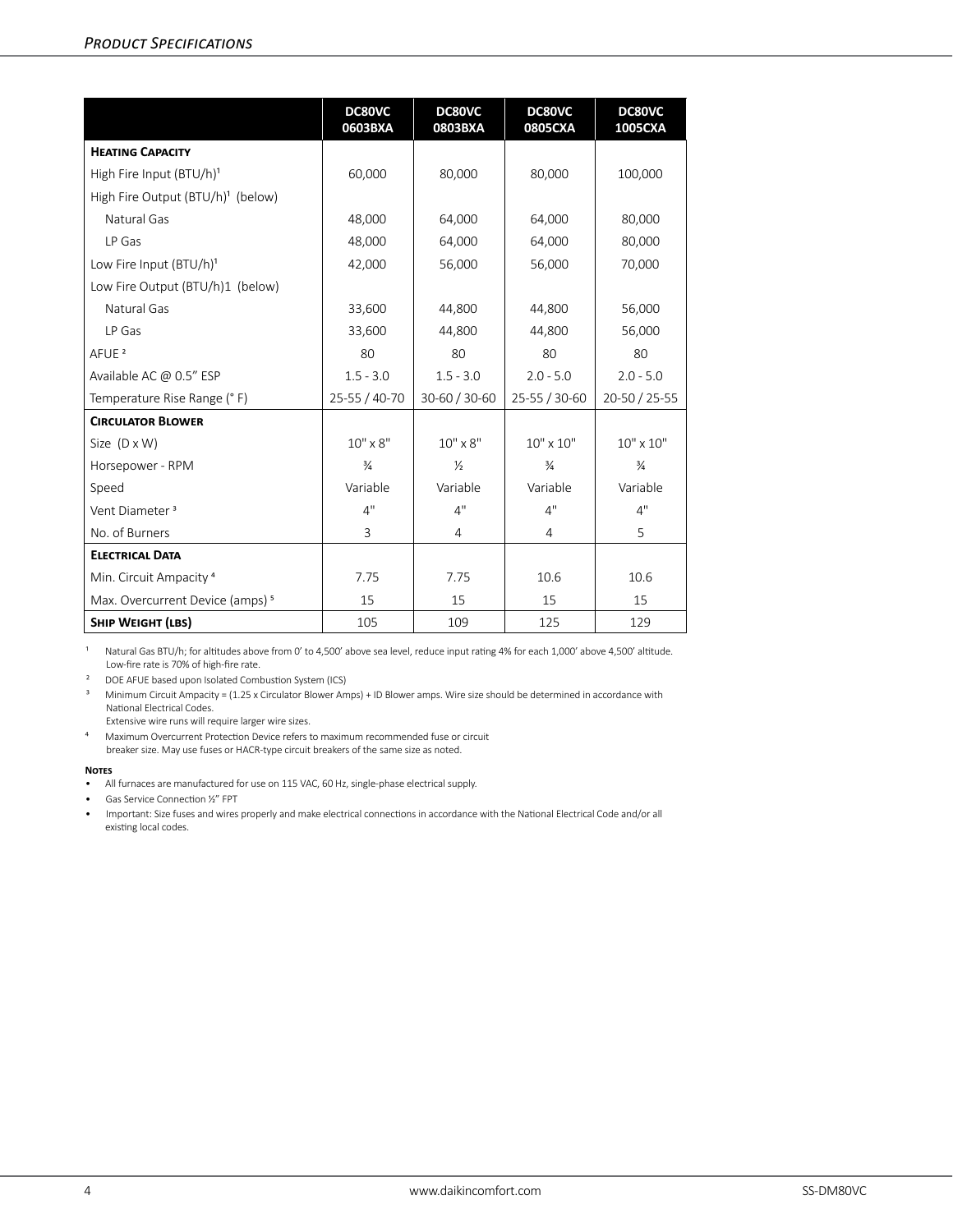## *Product Specifications*

| | DC80VC 0603BXA | DC80VC 0803BXA | DC80VC 0805CXA | DC80VC 1005CXA |
|---|---|---|---|---|
| **Heating Capacity** | | | | |
| High Fire Input (BTU/h)[1] | 60,000 | 80,000 | 80,000 | 100,000 |
| High Fire Output (BTU/h)[1] (below) | | | | |
| Natural Gas | 48,000 | 64,000 | 64,000 | 80,000 |
| LP Gas | 48,000 | 64,000 | 64,000 | 80,000 |
| Low Fire Input (BTU/h)[1] | 42,000 | 56,000 | 56,000 | 70,000 |
| Low Fire Output (BTU/h)1 (below) | | | | |
| Natural Gas | 33,600 | 44,800 | 44,800 | 56,000 |
| LP Gas | 33,600 | 44,800 | 44,800 | 56,000 |
| AFUE [2] | 80 | 80 | 80 | 80 |
| Available AC @ 0.5" ESP | 1.5 - 3.0 | 1.5 - 3.0 | 2.0 - 5.0 | 2.0 - 5.0 |
| Temperature Rise Range (° F) | 25-55 / 40-70 | 30-60 / 30-60 | 25-55 / 30-60 | 20-50 / 25-55 |
| **Circulator Blower** | | | | |
| Size (D x W) | 10" x 8" | 10" x 8" | 10" x 10" | 10" x 10" |
| Horsepower - RPM | ¾ | ½ | ¾ | ¾ |
| Speed | Variable | Variable | Variable | Variable |
| Vent Diameter [3] | 4" | 4" | 4" | 4" |
| No. of Burners | 3 | 4 | 4 | 5 |
| **Electrical Data** | | | | |
| Min. Circuit Ampacity [4] | 7.75 | 7.75 | 10.6 | 10.6 |
| Max. Overcurrent Device (amps) [5] | 15 | 15 | 15 | 15 |
| **Ship Weight (lbs)** | 105 | 109 | 125 | 129 |

[1] Natural Gas BTU/h; for altitudes above from 0' to 4,500' above sea level, reduce input rating 4% for each 1,000' above 4,500' altitude. Low-fire rate is 70% of high-fire rate.

[2] DOE AFUE based upon Isolated Combustion System (ICS)

[3] Minimum Circuit Ampacity = (1.25 x Circulator Blower Amps) + ID Blower amps. Wire size should be determined in accordance with National Electrical Codes.
Extensive wire runs will require larger wire sizes.

[4] Maximum Overcurrent Protection Device refers to maximum recommended fuse or circuit breaker size. May use fuses or HACR-type circuit breakers of the same size as noted.

**Notes**

- All furnaces are manufactured for use on 115 VAC, 60 Hz, single-phase electrical supply.
- Gas Service Connection ½" FPT
- Important: Size fuses and wires properly and make electrical connections in accordance with the National Electrical Code and/or all existing local codes.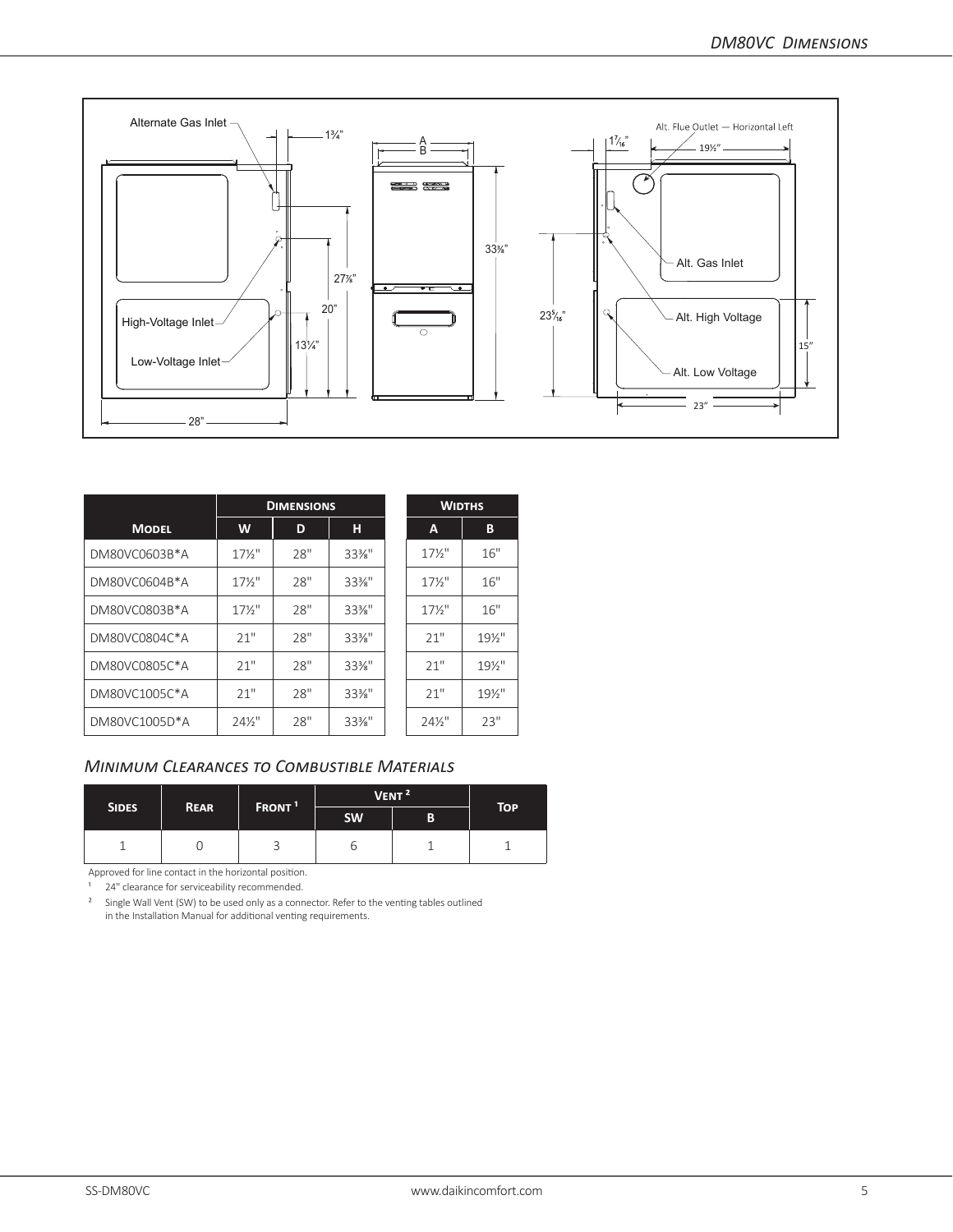| Model | Dimensions | | | Widths | |
|---|---|---|---|---|---|
| | W | D | H | A | B |
| DM80VC0603B*A | 17½" | 28" | 33⅜" | 17½" | 16" |
| DM80VC0604B*A | 17½" | 28" | 33⅜" | 17½" | 16" |
| DM80VC0803B*A | 17½" | 28" | 33⅜" | 17½" | 16" |
| DM80VC0804C*A | 21" | 28" | 33⅜" | 21" | 19½" |
| DM80VC0805C*A | 21" | 28" | 33⅜" | 21" | 19½" |
| DM80VC1005C*A | 21" | 28" | 33⅜" | 21" | 19½" |
| DM80VC1005D*A | 24½" | 28" | 33⅜" | 24½" | 23" |

## *Minimum Clearances to Combustible Materials*

| Sides | Rear | Front [1] | Vent [2] | | Top |
|---|---|---|---|---|---|
| | | | SW | B | |
| 1 | 0 | 3 | 6 | 1 | 1 |

Approved for line contact in the horizontal position.

[1] 24" clearance for serviceability recommended.

[2] Single Wall Vent (SW) to be used only as a connector. Refer to the venting tables outlined in the Installation Manual for additional venting requirements.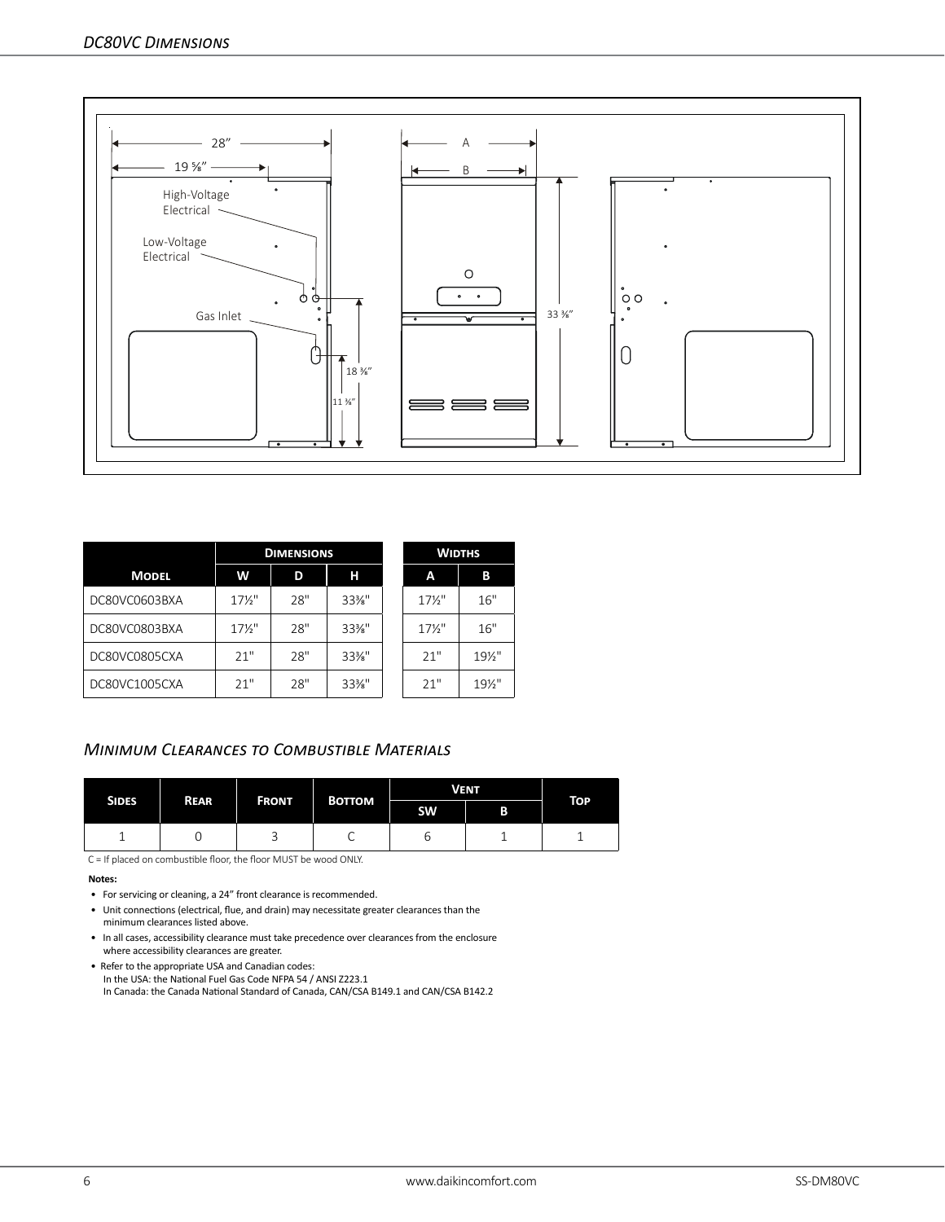## DC80VC Dimensions

28"

19 ⅝"

High-Voltage Electrical

Low-Voltage Electrical

Gas Inlet

18 ⅜"

11 ⅜"

A

B

33 ⅜"

| Model | Dimensions | | | Widths | |
|---|---|---|---|---|---|
| | W | D | H | A | B |
| DC80VC0603BXA | 17½" | 28" | 33⅜" | 17½" | 16" |
| DC80VC0803BXA | 17½" | 28" | 33⅜" | 17½" | 16" |
| DC80VC0805CXA | 21" | 28" | 33⅜" | 21" | 19½" |
| DC80VC1005CXA | 21" | 28" | 33⅜" | 21" | 19½" |

## Minimum Clearances to Combustible Materials

| Sides | Rear | Front | Bottom | Vent | | Top |
|---|---|---|---|---|---|---|
| | | | | SW | B | |
| 1 | 0 | 3 | C | 6 | 1 | 1 |

C = If placed on combustible floor, the floor MUST be wood ONLY.

**Notes:**

- For servicing or cleaning, a 24" front clearance is recommended.
- Unit connections (electrical, flue, and drain) may necessitate greater clearances than the minimum clearances listed above.
- In all cases, accessibility clearance must take precedence over clearances from the enclosure where accessibility clearances are greater.
- Refer to the appropriate USA and Canadian codes:
  In the USA: the National Fuel Gas Code NFPA 54 / ANSI Z223.1
  In Canada: the Canada National Standard of Canada, CAN/CSA B149.1 and CAN/CSA B142.2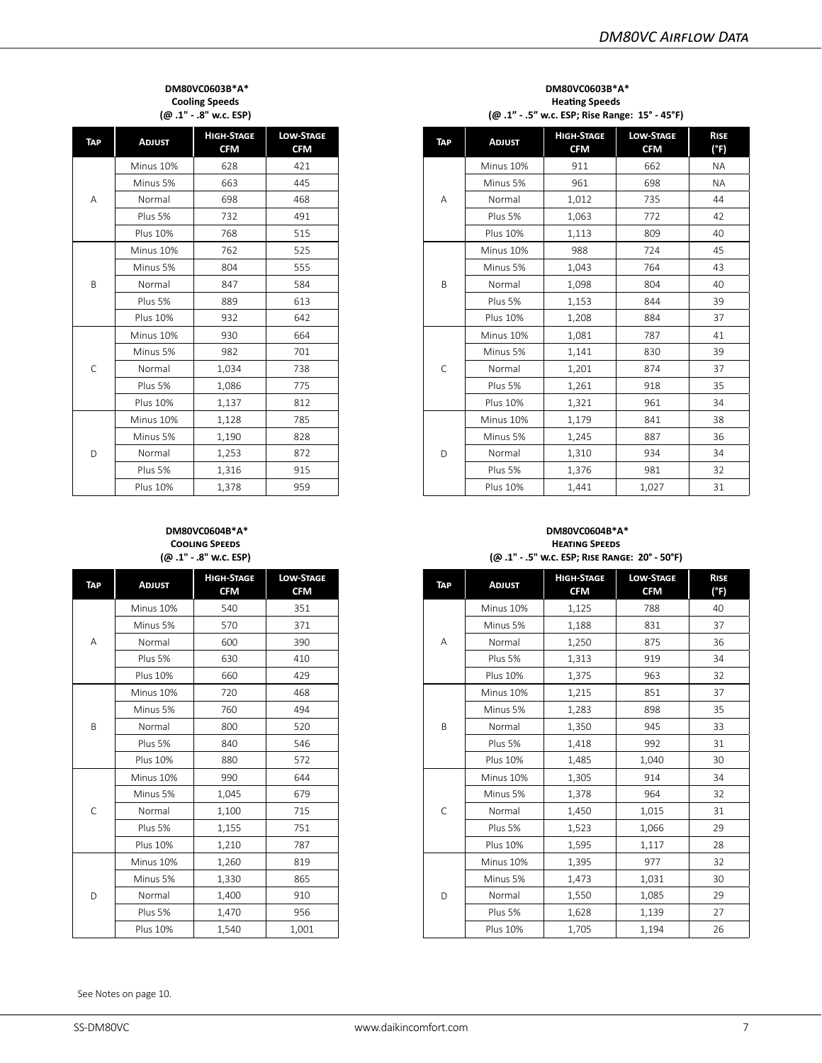### DM80VC0603B*A*
**Cooling Speeds**
**(@ .1" - .8" w.c. ESP)**

| Tap | Adjust | High-Stage CFM | Low-Stage CFM |
|---|---|---|---|
| A | Minus 10% | 628 | 421 |
| | Minus 5% | 663 | 445 |
| | Normal | 698 | 468 |
| | Plus 5% | 732 | 491 |
| | Plus 10% | 768 | 515 |
| B | Minus 10% | 762 | 525 |
| | Minus 5% | 804 | 555 |
| | Normal | 847 | 584 |
| | Plus 5% | 889 | 613 |
| | Plus 10% | 932 | 642 |
| C | Minus 10% | 930 | 664 |
| | Minus 5% | 982 | 701 |
| | Normal | 1,034 | 738 |
| | Plus 5% | 1,086 | 775 |
| | Plus 10% | 1,137 | 812 |
| D | Minus 10% | 1,128 | 785 |
| | Minus 5% | 1,190 | 828 |
| | Normal | 1,253 | 872 |
| | Plus 5% | 1,316 | 915 |
| | Plus 10% | 1,378 | 959 |

### DM80VC0603B*A*
**Heating Speeds**
**(@ .1" - .5" w.c. ESP; Rise Range: 15° - 45°F)**

| Tap | Adjust | High-Stage CFM | Low-Stage CFM | Rise (°F) |
|---|---|---|---|---|
| A | Minus 10% | 911 | 662 | NA |
| | Minus 5% | 961 | 698 | NA |
| | Normal | 1,012 | 735 | 44 |
| | Plus 5% | 1,063 | 772 | 42 |
| | Plus 10% | 1,113 | 809 | 40 |
| B | Minus 10% | 988 | 724 | 45 |
| | Minus 5% | 1,043 | 764 | 43 |
| | Normal | 1,098 | 804 | 40 |
| | Plus 5% | 1,153 | 844 | 39 |
| | Plus 10% | 1,208 | 884 | 37 |
| C | Minus 10% | 1,081 | 787 | 41 |
| | Minus 5% | 1,141 | 830 | 39 |
| | Normal | 1,201 | 874 | 37 |
| | Plus 5% | 1,261 | 918 | 35 |
| | Plus 10% | 1,321 | 961 | 34 |
| D | Minus 10% | 1,179 | 841 | 38 |
| | Minus 5% | 1,245 | 887 | 36 |
| | Normal | 1,310 | 934 | 34 |
| | Plus 5% | 1,376 | 981 | 32 |
| | Plus 10% | 1,441 | 1,027 | 31 |

### DM80VC0604B*A*
**Cooling Speeds**
**(@ .1" - .8" w.c. ESP)**

| Tap | Adjust | High-Stage CFM | Low-Stage CFM |
|---|---|---|---|
| A | Minus 10% | 540 | 351 |
| | Minus 5% | 570 | 371 |
| | Normal | 600 | 390 |
| | Plus 5% | 630 | 410 |
| | Plus 10% | 660 | 429 |
| B | Minus 10% | 720 | 468 |
| | Minus 5% | 760 | 494 |
| | Normal | 800 | 520 |
| | Plus 5% | 840 | 546 |
| | Plus 10% | 880 | 572 |
| C | Minus 10% | 990 | 644 |
| | Minus 5% | 1,045 | 679 |
| | Normal | 1,100 | 715 |
| | Plus 5% | 1,155 | 751 |
| | Plus 10% | 1,210 | 787 |
| D | Minus 10% | 1,260 | 819 |
| | Minus 5% | 1,330 | 865 |
| | Normal | 1,400 | 910 |
| | Plus 5% | 1,470 | 956 |
| | Plus 10% | 1,540 | 1,001 |

### DM80VC0604B*A*
**Heating Speeds**
**(@ .1" - .5" w.c. ESP; Rise Range: 20° - 50°F)**

| Tap | Adjust | High-Stage CFM | Low-Stage CFM | Rise (°F) |
|---|---|---|---|---|
| A | Minus 10% | 1,125 | 788 | 40 |
| | Minus 5% | 1,188 | 831 | 37 |
| | Normal | 1,250 | 875 | 36 |
| | Plus 5% | 1,313 | 919 | 34 |
| | Plus 10% | 1,375 | 963 | 32 |
| B | Minus 10% | 1,215 | 851 | 37 |
| | Minus 5% | 1,283 | 898 | 35 |
| | Normal | 1,350 | 945 | 33 |
| | Plus 5% | 1,418 | 992 | 31 |
| | Plus 10% | 1,485 | 1,040 | 30 |
| C | Minus 10% | 1,305 | 914 | 34 |
| | Minus 5% | 1,378 | 964 | 32 |
| | Normal | 1,450 | 1,015 | 31 |
| | Plus 5% | 1,523 | 1,066 | 29 |
| | Plus 10% | 1,595 | 1,117 | 28 |
| D | Minus 10% | 1,395 | 977 | 32 |
| | Minus 5% | 1,473 | 1,031 | 30 |
| | Normal | 1,550 | 1,085 | 29 |
| | Plus 5% | 1,628 | 1,139 | 27 |
| | Plus 10% | 1,705 | 1,194 | 26 |

See Notes on page 10.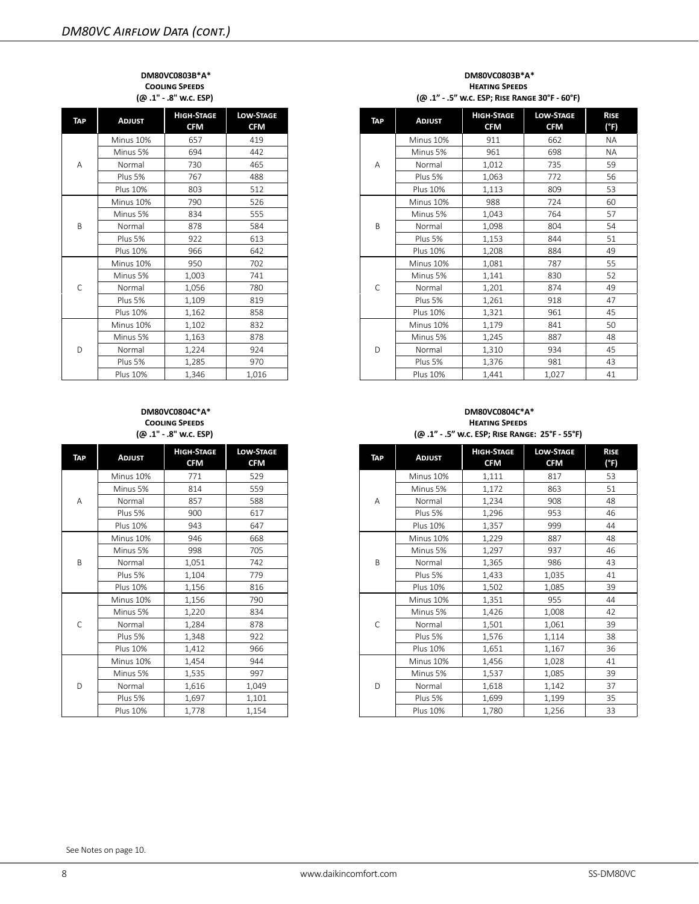## DM80VC Airflow Data (cont.)

**DM80VC0803B*A***
**Cooling Speeds**
**(@ .1" - .8" w.c. ESP)**

| Tap | Adjust | High-Stage CFM | Low-Stage CFM |
|---|---|---|---|
| A | Minus 10% | 657 | 419 |
| | Minus 5% | 694 | 442 |
| | Normal | 730 | 465 |
| | Plus 5% | 767 | 488 |
| | Plus 10% | 803 | 512 |
| B | Minus 10% | 790 | 526 |
| | Minus 5% | 834 | 555 |
| | Normal | 878 | 584 |
| | Plus 5% | 922 | 613 |
| | Plus 10% | 966 | 642 |
| C | Minus 10% | 950 | 702 |
| | Minus 5% | 1,003 | 741 |
| | Normal | 1,056 | 780 |
| | Plus 5% | 1,109 | 819 |
| | Plus 10% | 1,162 | 858 |
| D | Minus 10% | 1,102 | 832 |
| | Minus 5% | 1,163 | 878 |
| | Normal | 1,224 | 924 |
| | Plus 5% | 1,285 | 970 |
| | Plus 10% | 1,346 | 1,016 |

**DM80VC0803B*A***
**Heating Speeds**
**(@ .1" - .5" w.c. ESP; Rise Range 30°F - 60°F)**

| Tap | Adjust | High-Stage CFM | Low-Stage CFM | Rise (°F) |
|---|---|---|---|---|
| A | Minus 10% | 911 | 662 | NA |
| | Minus 5% | 961 | 698 | NA |
| | Normal | 1,012 | 735 | 59 |
| | Plus 5% | 1,063 | 772 | 56 |
| | Plus 10% | 1,113 | 809 | 53 |
| B | Minus 10% | 988 | 724 | 60 |
| | Minus 5% | 1,043 | 764 | 57 |
| | Normal | 1,098 | 804 | 54 |
| | Plus 5% | 1,153 | 844 | 51 |
| | Plus 10% | 1,208 | 884 | 49 |
| C | Minus 10% | 1,081 | 787 | 55 |
| | Minus 5% | 1,141 | 830 | 52 |
| | Normal | 1,201 | 874 | 49 |
| | Plus 5% | 1,261 | 918 | 47 |
| | Plus 10% | 1,321 | 961 | 45 |
| D | Minus 10% | 1,179 | 841 | 50 |
| | Minus 5% | 1,245 | 887 | 48 |
| | Normal | 1,310 | 934 | 45 |
| | Plus 5% | 1,376 | 981 | 43 |
| | Plus 10% | 1,441 | 1,027 | 41 |

**DM80VC0804C*A***
**Cooling Speeds**
**(@ .1" - .8" w.c. ESP)**

| Tap | Adjust | High-Stage CFM | Low-Stage CFM |
|---|---|---|---|
| A | Minus 10% | 771 | 529 |
| | Minus 5% | 814 | 559 |
| | Normal | 857 | 588 |
| | Plus 5% | 900 | 617 |
| | Plus 10% | 943 | 647 |
| B | Minus 10% | 946 | 668 |
| | Minus 5% | 998 | 705 |
| | Normal | 1,051 | 742 |
| | Plus 5% | 1,104 | 779 |
| | Plus 10% | 1,156 | 816 |
| C | Minus 10% | 1,156 | 790 |
| | Minus 5% | 1,220 | 834 |
| | Normal | 1,284 | 878 |
| | Plus 5% | 1,348 | 922 |
| | Plus 10% | 1,412 | 966 |
| D | Minus 10% | 1,454 | 944 |
| | Minus 5% | 1,535 | 997 |
| | Normal | 1,616 | 1,049 |
| | Plus 5% | 1,697 | 1,101 |
| | Plus 10% | 1,778 | 1,154 |

**DM80VC0804C*A***
**Heating Speeds**
**(@ .1" - .5" w.c. ESP; Rise Range: 25°F - 55°F)**

| Tap | Adjust | High-Stage CFM | Low-Stage CFM | Rise (°F) |
|---|---|---|---|---|
| A | Minus 10% | 1,111 | 817 | 53 |
| | Minus 5% | 1,172 | 863 | 51 |
| | Normal | 1,234 | 908 | 48 |
| | Plus 5% | 1,296 | 953 | 46 |
| | Plus 10% | 1,357 | 999 | 44 |
| B | Minus 10% | 1,229 | 887 | 48 |
| | Minus 5% | 1,297 | 937 | 46 |
| | Normal | 1,365 | 986 | 43 |
| | Plus 5% | 1,433 | 1,035 | 41 |
| | Plus 10% | 1,502 | 1,085 | 39 |
| C | Minus 10% | 1,351 | 955 | 44 |
| | Minus 5% | 1,426 | 1,008 | 42 |
| | Normal | 1,501 | 1,061 | 39 |
| | Plus 5% | 1,576 | 1,114 | 38 |
| | Plus 10% | 1,651 | 1,167 | 36 |
| D | Minus 10% | 1,456 | 1,028 | 41 |
| | Minus 5% | 1,537 | 1,085 | 39 |
| | Normal | 1,618 | 1,142 | 37 |
| | Plus 5% | 1,699 | 1,199 | 35 |
| | Plus 10% | 1,780 | 1,256 | 33 |

See Notes on page 10.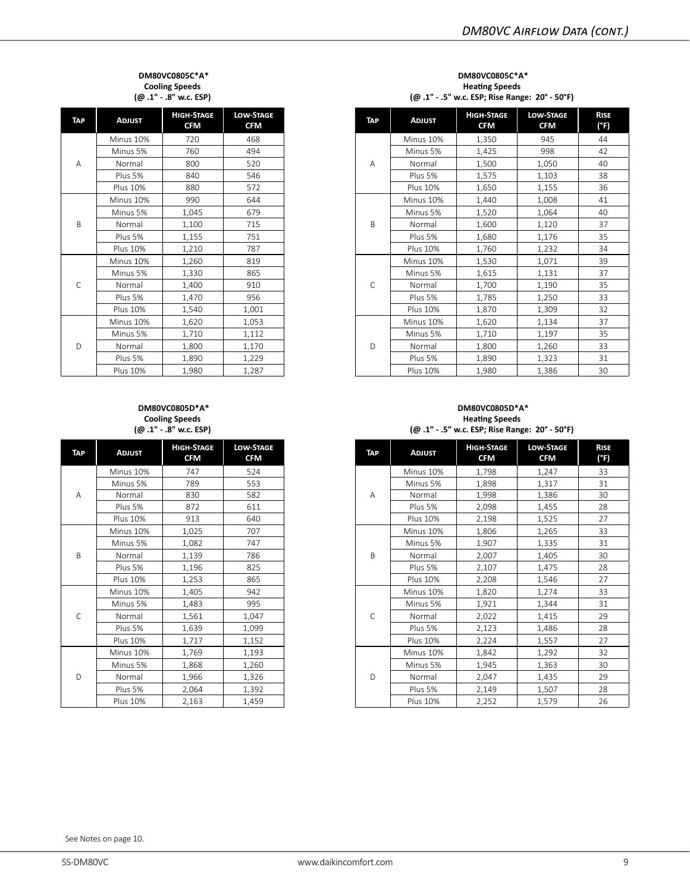**DM80VC0805C*A*
Cooling Speeds
(@ .1" - .8" w.c. ESP)**

| Tap | Adjust | High-Stage CFM | Low-Stage CFM |
|---|---|---|---|
| A | Minus 10% | 720 | 468 |
| | Minus 5% | 760 | 494 |
| | Normal | 800 | 520 |
| | Plus 5% | 840 | 546 |
| | Plus 10% | 880 | 572 |
| B | Minus 10% | 990 | 644 |
| | Minus 5% | 1,045 | 679 |
| | Normal | 1,100 | 715 |
| | Plus 5% | 1,155 | 751 |
| | Plus 10% | 1,210 | 787 |
| C | Minus 10% | 1,260 | 819 |
| | Minus 5% | 1,330 | 865 |
| | Normal | 1,400 | 910 |
| | Plus 5% | 1,470 | 956 |
| | Plus 10% | 1,540 | 1,001 |
| D | Minus 10% | 1,620 | 1,053 |
| | Minus 5% | 1,710 | 1,112 |
| | Normal | 1,800 | 1,170 |
| | Plus 5% | 1,890 | 1,229 |
| | Plus 10% | 1,980 | 1,287 |

**DM80VC0805C*A*
Heating Speeds
(@ .1" - .5" w.c. ESP; Rise Range: 20° - 50°F)**

| Tap | Adjust | High-Stage CFM | Low-Stage CFM | Rise (°F) |
|---|---|---|---|---|
| A | Minus 10% | 1,350 | 945 | 44 |
| | Minus 5% | 1,425 | 998 | 42 |
| | Normal | 1,500 | 1,050 | 40 |
| | Plus 5% | 1,575 | 1,103 | 38 |
| | Plus 10% | 1,650 | 1,155 | 36 |
| B | Minus 10% | 1,440 | 1,008 | 41 |
| | Minus 5% | 1,520 | 1,064 | 40 |
| | Normal | 1,600 | 1,120 | 37 |
| | Plus 5% | 1,680 | 1,176 | 35 |
| | Plus 10% | 1,760 | 1,232 | 34 |
| C | Minus 10% | 1,530 | 1,071 | 39 |
| | Minus 5% | 1,615 | 1,131 | 37 |
| | Normal | 1,700 | 1,190 | 35 |
| | Plus 5% | 1,785 | 1,250 | 33 |
| | Plus 10% | 1,870 | 1,309 | 32 |
| D | Minus 10% | 1,620 | 1,134 | 37 |
| | Minus 5% | 1,710 | 1,197 | 35 |
| | Normal | 1,800 | 1,260 | 33 |
| | Plus 5% | 1,890 | 1,323 | 31 |
| | Plus 10% | 1,980 | 1,386 | 30 |

**DM80VC0805D*A*
Cooling Speeds
(@ .1" - .8" w.c. ESP)**

| Tap | Adjust | High-Stage CFM | Low-Stage CFM |
|---|---|---|---|
| A | Minus 10% | 747 | 524 |
| | Minus 5% | 789 | 553 |
| | Normal | 830 | 582 |
| | Plus 5% | 872 | 611 |
| | Plus 10% | 913 | 640 |
| B | Minus 10% | 1,025 | 707 |
| | Minus 5% | 1,082 | 747 |
| | Normal | 1,139 | 786 |
| | Plus 5% | 1,196 | 825 |
| | Plus 10% | 1,253 | 865 |
| C | Minus 10% | 1,405 | 942 |
| | Minus 5% | 1,483 | 995 |
| | Normal | 1,561 | 1,047 |
| | Plus 5% | 1,639 | 1,099 |
| | Plus 10% | 1,717 | 1,152 |
| D | Minus 10% | 1,769 | 1,193 |
| | Minus 5% | 1,868 | 1,260 |
| | Normal | 1,966 | 1,326 |
| | Plus 5% | 2,064 | 1,392 |
| | Plus 10% | 2,163 | 1,459 |

**DM80VC0805D*A*
Heating Speeds
(@ .1" - .5" w.c. ESP; Rise Range: 20° - 50°F)**

| Tap | Adjust | High-Stage CFM | Low-Stage CFM | Rise (°F) |
|---|---|---|---|---|
| A | Minus 10% | 1,798 | 1,247 | 33 |
| | Minus 5% | 1,898 | 1,317 | 31 |
| | Normal | 1,998 | 1,386 | 30 |
| | Plus 5% | 2,098 | 1,455 | 28 |
| | Plus 10% | 2,198 | 1,525 | 27 |
| B | Minus 10% | 1,806 | 1,265 | 33 |
| | Minus 5% | 1,907 | 1,335 | 31 |
| | Normal | 2,007 | 1,405 | 30 |
| | Plus 5% | 2,107 | 1,475 | 28 |
| | Plus 10% | 2,208 | 1,546 | 27 |
| C | Minus 10% | 1,820 | 1,274 | 33 |
| | Minus 5% | 1,921 | 1,344 | 31 |
| | Normal | 2,022 | 1,415 | 29 |
| | Plus 5% | 2,123 | 1,486 | 28 |
| | Plus 10% | 2,224 | 1,557 | 27 |
| D | Minus 10% | 1,842 | 1,292 | 32 |
| | Minus 5% | 1,945 | 1,363 | 30 |
| | Normal | 2,047 | 1,435 | 29 |
| | Plus 5% | 2,149 | 1,507 | 28 |
| | Plus 10% | 2,252 | 1,579 | 26 |

See Notes on page 10.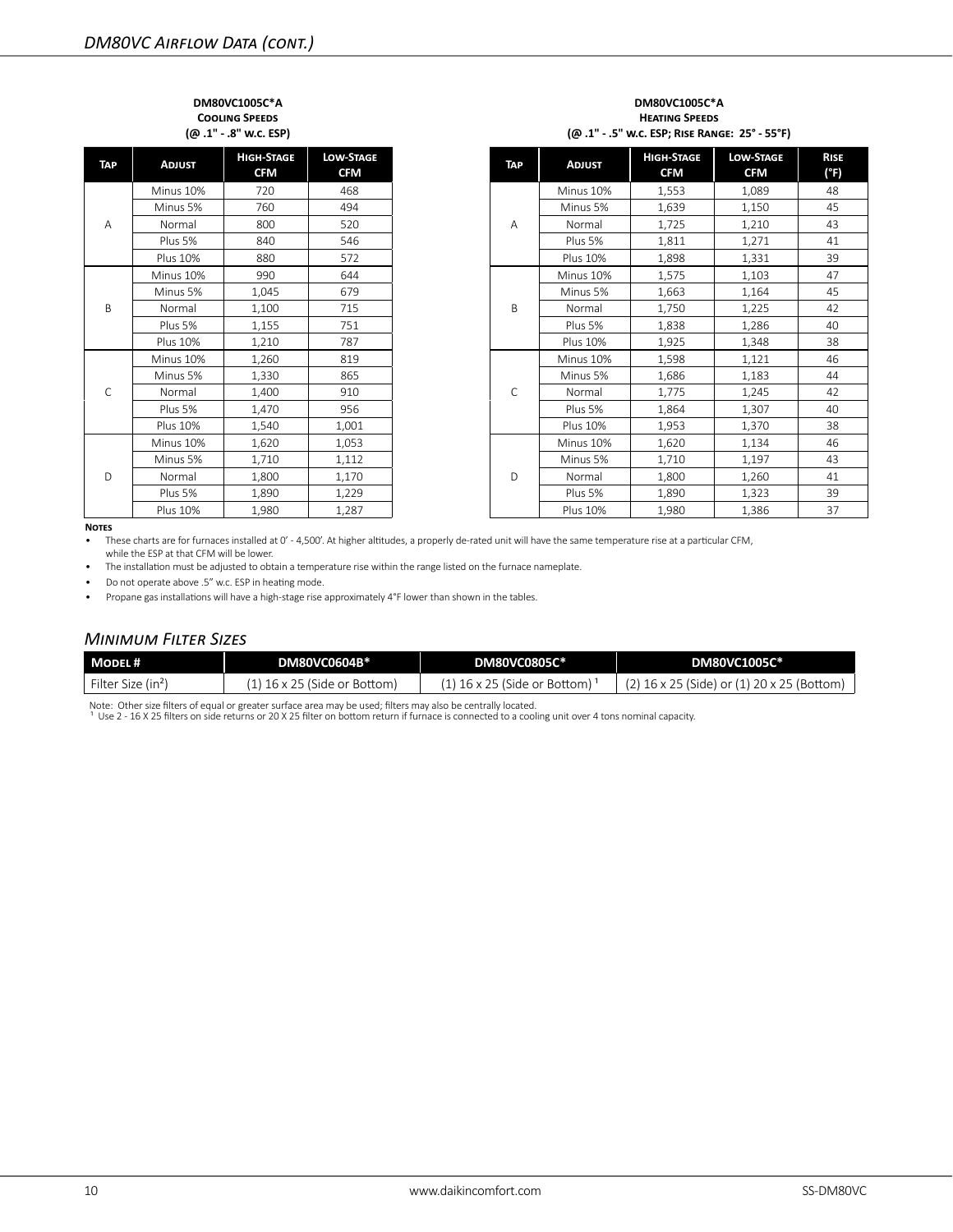## DM80VC Airflow Data (cont.)

**DM80VC1005C*A**
**Cooling Speeds**
**(@ .1" - .8" w.c. ESP)**

| Tap | Adjust | High-Stage CFM | Low-Stage CFM |
|---|---|---|---|
| A | Minus 10% | 720 | 468 |
| | Minus 5% | 760 | 494 |
| | Normal | 800 | 520 |
| | Plus 5% | 840 | 546 |
| | Plus 10% | 880 | 572 |
| B | Minus 10% | 990 | 644 |
| | Minus 5% | 1,045 | 679 |
| | Normal | 1,100 | 715 |
| | Plus 5% | 1,155 | 751 |
| | Plus 10% | 1,210 | 787 |
| C | Minus 10% | 1,260 | 819 |
| | Minus 5% | 1,330 | 865 |
| | Normal | 1,400 | 910 |
| | Plus 5% | 1,470 | 956 |
| | Plus 10% | 1,540 | 1,001 |
| D | Minus 10% | 1,620 | 1,053 |
| | Minus 5% | 1,710 | 1,112 |
| | Normal | 1,800 | 1,170 |
| | Plus 5% | 1,890 | 1,229 |
| | Plus 10% | 1,980 | 1,287 |

**DM80VC1005C*A**
**Heating Speeds**
**(@ .1" - .5" w.c. ESP; Rise Range: 25° - 55°F)**

| Tap | Adjust | High-Stage CFM | Low-Stage CFM | Rise (°F) |
|---|---|---|---|---|
| A | Minus 10% | 1,553 | 1,089 | 48 |
| | Minus 5% | 1,639 | 1,150 | 45 |
| | Normal | 1,725 | 1,210 | 43 |
| | Plus 5% | 1,811 | 1,271 | 41 |
| | Plus 10% | 1,898 | 1,331 | 39 |
| B | Minus 10% | 1,575 | 1,103 | 47 |
| | Minus 5% | 1,663 | 1,164 | 45 |
| | Normal | 1,750 | 1,225 | 42 |
| | Plus 5% | 1,838 | 1,286 | 40 |
| | Plus 10% | 1,925 | 1,348 | 38 |
| C | Minus 10% | 1,598 | 1,121 | 46 |
| | Minus 5% | 1,686 | 1,183 | 44 |
| | Normal | 1,775 | 1,245 | 42 |
| | Plus 5% | 1,864 | 1,307 | 40 |
| | Plus 10% | 1,953 | 1,370 | 38 |
| D | Minus 10% | 1,620 | 1,134 | 46 |
| | Minus 5% | 1,710 | 1,197 | 43 |
| | Normal | 1,800 | 1,260 | 41 |
| | Plus 5% | 1,890 | 1,323 | 39 |
| | Plus 10% | 1,980 | 1,386 | 37 |

**Notes**

- These charts are for furnaces installed at 0' - 4,500'. At higher altitudes, a properly de-rated unit will have the same temperature rise at a particular CFM, while the ESP at that CFM will be lower.
- The installation must be adjusted to obtain a temperature rise within the range listed on the furnace nameplate.
- Do not operate above .5" w.c. ESP in heating mode.
- Propane gas installations will have a high-stage rise approximately 4°F lower than shown in the tables.

## Minimum Filter Sizes

| Model # | DM80VC0604B* | DM80VC0805C* | DM80VC1005C* |
|---|---|---|---|
| Filter Size (in²) | (1) 16 x 25 (Side or Bottom) | (1) 16 x 25 (Side or Bottom) [1] | (2) 16 x 25 (Side) or (1) 20 x 25 (Bottom) |

Note: Other size filters of equal or greater surface area may be used; filters may also be centrally located.
[1] Use 2 - 16 X 25 filters on side returns or 20 X 25 filter on bottom return if furnace is connected to a cooling unit over 4 tons nominal capacity.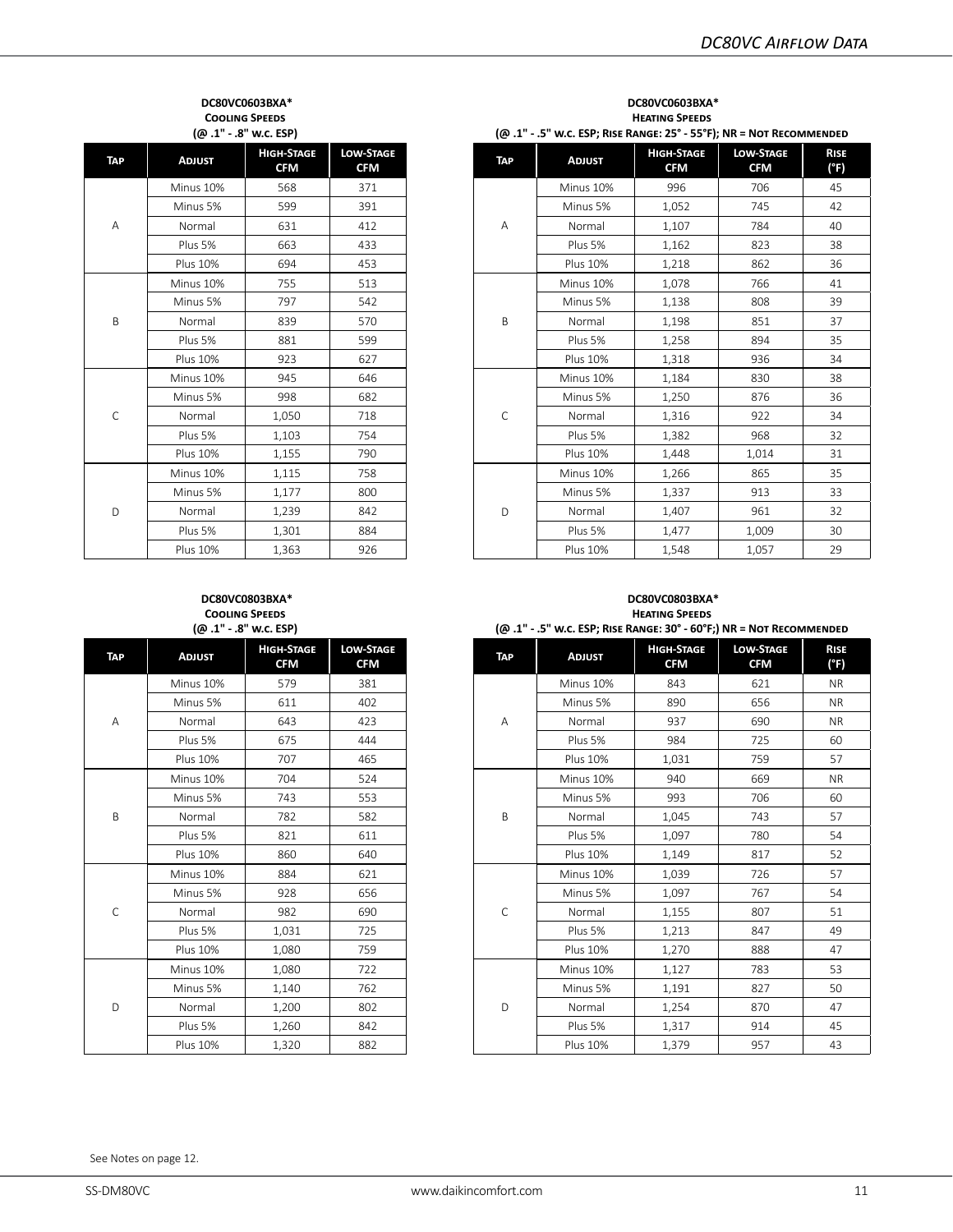## DC80VC Airflow Data

**DC80VC0603BXA***
**Cooling Speeds**
**(@ .1" - .8" w.c. ESP)**

| Tap | Adjust | High-Stage CFM | Low-Stage CFM |
|---|---|---|---|
| A | Minus 10% | 568 | 371 |
| | Minus 5% | 599 | 391 |
| | Normal | 631 | 412 |
| | Plus 5% | 663 | 433 |
| | Plus 10% | 694 | 453 |
| B | Minus 10% | 755 | 513 |
| | Minus 5% | 797 | 542 |
| | Normal | 839 | 570 |
| | Plus 5% | 881 | 599 |
| | Plus 10% | 923 | 627 |
| C | Minus 10% | 945 | 646 |
| | Minus 5% | 998 | 682 |
| | Normal | 1,050 | 718 |
| | Plus 5% | 1,103 | 754 |
| | Plus 10% | 1,155 | 790 |
| D | Minus 10% | 1,115 | 758 |
| | Minus 5% | 1,177 | 800 |
| | Normal | 1,239 | 842 |
| | Plus 5% | 1,301 | 884 |
| | Plus 10% | 1,363 | 926 |

**DC80VC0603BXA***
**Heating Speeds**
**(@ .1" - .5" w.c. ESP; Rise Range: 25° - 55°F); NR = Not Recommended**

| Tap | Adjust | High-Stage CFM | Low-Stage CFM | Rise (°F) |
|---|---|---|---|---|
| A | Minus 10% | 996 | 706 | 45 |
| | Minus 5% | 1,052 | 745 | 42 |
| | Normal | 1,107 | 784 | 40 |
| | Plus 5% | 1,162 | 823 | 38 |
| | Plus 10% | 1,218 | 862 | 36 |
| B | Minus 10% | 1,078 | 766 | 41 |
| | Minus 5% | 1,138 | 808 | 39 |
| | Normal | 1,198 | 851 | 37 |
| | Plus 5% | 1,258 | 894 | 35 |
| | Plus 10% | 1,318 | 936 | 34 |
| C | Minus 10% | 1,184 | 830 | 38 |
| | Minus 5% | 1,250 | 876 | 36 |
| | Normal | 1,316 | 922 | 34 |
| | Plus 5% | 1,382 | 968 | 32 |
| | Plus 10% | 1,448 | 1,014 | 31 |
| D | Minus 10% | 1,266 | 865 | 35 |
| | Minus 5% | 1,337 | 913 | 33 |
| | Normal | 1,407 | 961 | 32 |
| | Plus 5% | 1,477 | 1,009 | 30 |
| | Plus 10% | 1,548 | 1,057 | 29 |

**DC80VC0803BXA***
**Cooling Speeds**
**(@ .1" - .8" w.c. ESP)**

| Tap | Adjust | High-Stage CFM | Low-Stage CFM |
|---|---|---|---|
| A | Minus 10% | 579 | 381 |
| | Minus 5% | 611 | 402 |
| | Normal | 643 | 423 |
| | Plus 5% | 675 | 444 |
| | Plus 10% | 707 | 465 |
| B | Minus 10% | 704 | 524 |
| | Minus 5% | 743 | 553 |
| | Normal | 782 | 582 |
| | Plus 5% | 821 | 611 |
| | Plus 10% | 860 | 640 |
| C | Minus 10% | 884 | 621 |
| | Minus 5% | 928 | 656 |
| | Normal | 982 | 690 |
| | Plus 5% | 1,031 | 725 |
| | Plus 10% | 1,080 | 759 |
| D | Minus 10% | 1,080 | 722 |
| | Minus 5% | 1,140 | 762 |
| | Normal | 1,200 | 802 |
| | Plus 5% | 1,260 | 842 |
| | Plus 10% | 1,320 | 882 |

**DC80VC0803BXA***
**Heating Speeds**
**(@ .1" - .5" w.c. ESP; Rise Range: 30° - 60°F;) NR = Not Recommended**

| Tap | Adjust | High-Stage CFM | Low-Stage CFM | Rise (°F) |
|---|---|---|---|---|
| A | Minus 10% | 843 | 621 | NR |
| | Minus 5% | 890 | 656 | NR |
| | Normal | 937 | 690 | NR |
| | Plus 5% | 984 | 725 | 60 |
| | Plus 10% | 1,031 | 759 | 57 |
| B | Minus 10% | 940 | 669 | NR |
| | Minus 5% | 993 | 706 | 60 |
| | Normal | 1,045 | 743 | 57 |
| | Plus 5% | 1,097 | 780 | 54 |
| | Plus 10% | 1,149 | 817 | 52 |
| C | Minus 10% | 1,039 | 726 | 57 |
| | Minus 5% | 1,097 | 767 | 54 |
| | Normal | 1,155 | 807 | 51 |
| | Plus 5% | 1,213 | 847 | 49 |
| | Plus 10% | 1,270 | 888 | 47 |
| D | Minus 10% | 1,127 | 783 | 53 |
| | Minus 5% | 1,191 | 827 | 50 |
| | Normal | 1,254 | 870 | 47 |
| | Plus 5% | 1,317 | 914 | 45 |
| | Plus 10% | 1,379 | 957 | 43 |

See Notes on page 12.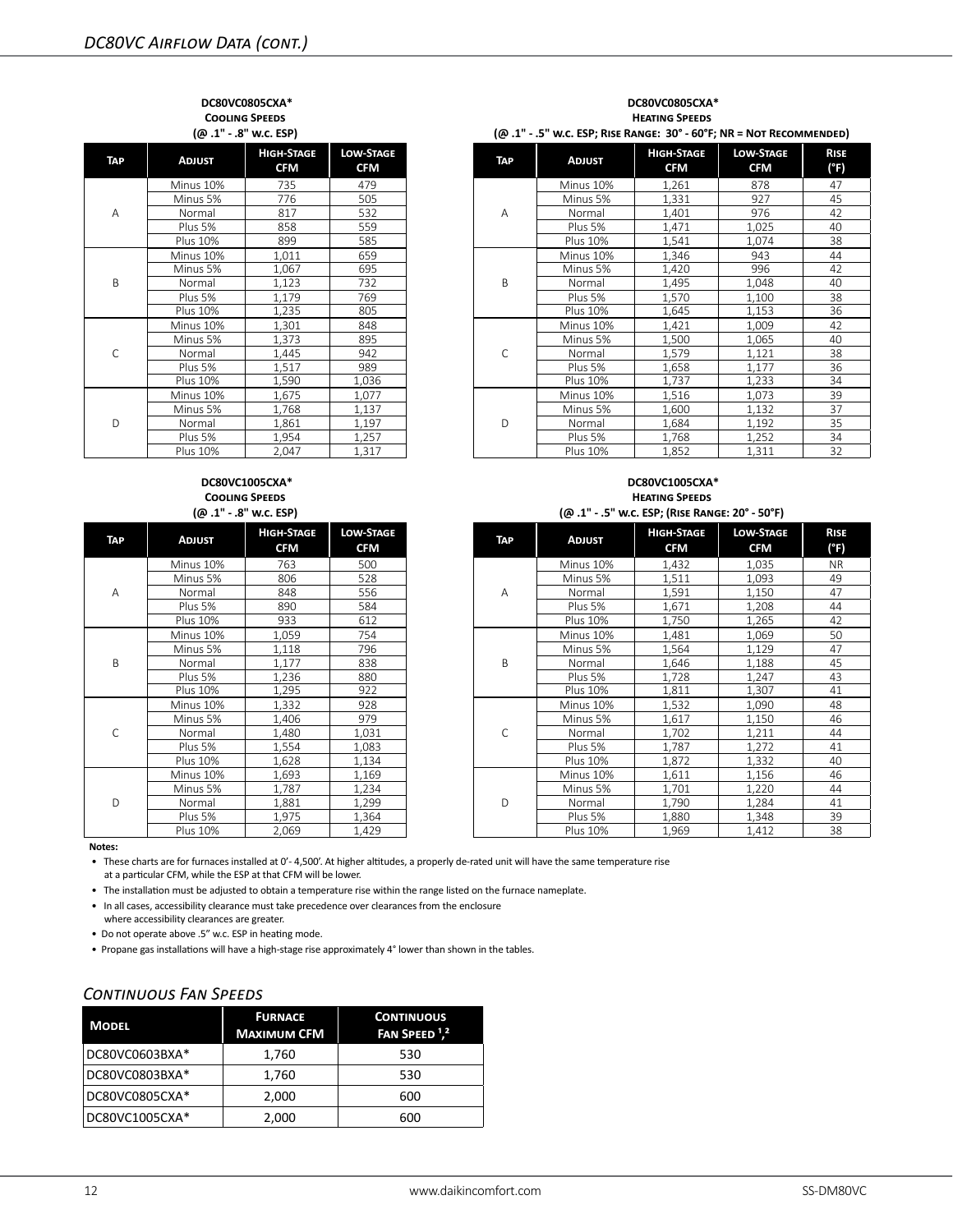# DC80VC Airflow Data (cont.)

**DC80VC0805CXA***
**Cooling Speeds**
**(@ .1" - .8" w.c. ESP)**

| Tap | Adjust | High-Stage CFM | Low-Stage CFM |
|---|---|---|---|
| A | Minus 10% | 735 | 479 |
| | Minus 5% | 776 | 505 |
| | Normal | 817 | 532 |
| | Plus 5% | 858 | 559 |
| | Plus 10% | 899 | 585 |
| B | Minus 10% | 1,011 | 659 |
| | Minus 5% | 1,067 | 695 |
| | Normal | 1,123 | 732 |
| | Plus 5% | 1,179 | 769 |
| | Plus 10% | 1,235 | 805 |
| C | Minus 10% | 1,301 | 848 |
| | Minus 5% | 1,373 | 895 |
| | Normal | 1,445 | 942 |
| | Plus 5% | 1,517 | 989 |
| | Plus 10% | 1,590 | 1,036 |
| D | Minus 10% | 1,675 | 1,077 |
| | Minus 5% | 1,768 | 1,137 |
| | Normal | 1,861 | 1,197 |
| | Plus 5% | 1,954 | 1,257 |
| | Plus 10% | 2,047 | 1,317 |

**DC80VC0805CXA***
**Heating Speeds**
**(@ .1" - .5" w.c. ESP; Rise Range: 30° - 60°F; NR = Not Recommended)**

| Tap | Adjust | High-Stage CFM | Low-Stage CFM | Rise (°F) |
|---|---|---|---|---|
| A | Minus 10% | 1,261 | 878 | 47 |
| | Minus 5% | 1,331 | 927 | 45 |
| | Normal | 1,401 | 976 | 42 |
| | Plus 5% | 1,471 | 1,025 | 40 |
| | Plus 10% | 1,541 | 1,074 | 38 |
| B | Minus 10% | 1,346 | 943 | 44 |
| | Minus 5% | 1,420 | 996 | 42 |
| | Normal | 1,495 | 1,048 | 40 |
| | Plus 5% | 1,570 | 1,100 | 38 |
| | Plus 10% | 1,645 | 1,153 | 36 |
| C | Minus 10% | 1,421 | 1,009 | 42 |
| | Minus 5% | 1,500 | 1,065 | 40 |
| | Normal | 1,579 | 1,121 | 38 |
| | Plus 5% | 1,658 | 1,177 | 36 |
| | Plus 10% | 1,737 | 1,233 | 34 |
| D | Minus 10% | 1,516 | 1,073 | 39 |
| | Minus 5% | 1,600 | 1,132 | 37 |
| | Normal | 1,684 | 1,192 | 35 |
| | Plus 5% | 1,768 | 1,252 | 34 |
| | Plus 10% | 1,852 | 1,311 | 32 |

**DC80VC1005CXA***
**Cooling Speeds**
**(@ .1" - .8" w.c. ESP)**

| Tap | Adjust | High-Stage CFM | Low-Stage CFM |
|---|---|---|---|
| A | Minus 10% | 763 | 500 |
| | Minus 5% | 806 | 528 |
| | Normal | 848 | 556 |
| | Plus 5% | 890 | 584 |
| | Plus 10% | 933 | 612 |
| B | Minus 10% | 1,059 | 754 |
| | Minus 5% | 1,118 | 796 |
| | Normal | 1,177 | 838 |
| | Plus 5% | 1,236 | 880 |
| | Plus 10% | 1,295 | 922 |
| C | Minus 10% | 1,332 | 928 |
| | Minus 5% | 1,406 | 979 |
| | Normal | 1,480 | 1,031 |
| | Plus 5% | 1,554 | 1,083 |
| | Plus 10% | 1,628 | 1,134 |
| D | Minus 10% | 1,693 | 1,169 |
| | Minus 5% | 1,787 | 1,234 |
| | Normal | 1,881 | 1,299 |
| | Plus 5% | 1,975 | 1,364 |
| | Plus 10% | 2,069 | 1,429 |

**DC80VC1005CXA***
**Heating Speeds**
**(@ .1" - .5" w.c. ESP; (Rise Range: 20° - 50°F)**

| Tap | Adjust | High-Stage CFM | Low-Stage CFM | Rise (°F) |
|---|---|---|---|---|
| A | Minus 10% | 1,432 | 1,035 | NR |
| | Minus 5% | 1,511 | 1,093 | 49 |
| | Normal | 1,591 | 1,150 | 47 |
| | Plus 5% | 1,671 | 1,208 | 44 |
| | Plus 10% | 1,750 | 1,265 | 42 |
| B | Minus 10% | 1,481 | 1,069 | 50 |
| | Minus 5% | 1,564 | 1,129 | 47 |
| | Normal | 1,646 | 1,188 | 45 |
| | Plus 5% | 1,728 | 1,247 | 43 |
| | Plus 10% | 1,811 | 1,307 | 41 |
| C | Minus 10% | 1,532 | 1,090 | 48 |
| | Minus 5% | 1,617 | 1,150 | 46 |
| | Normal | 1,702 | 1,211 | 44 |
| | Plus 5% | 1,787 | 1,272 | 41 |
| | Plus 10% | 1,872 | 1,332 | 40 |
| D | Minus 10% | 1,611 | 1,156 | 46 |
| | Minus 5% | 1,701 | 1,220 | 44 |
| | Normal | 1,790 | 1,284 | 41 |
| | Plus 5% | 1,880 | 1,348 | 39 |
| | Plus 10% | 1,969 | 1,412 | 38 |

**Notes:**

- These charts are for furnaces installed at 0'- 4,500'. At higher altitudes, a properly de-rated unit will have the same temperature rise at a particular CFM, while the ESP at that CFM will be lower.
- The installation must be adjusted to obtain a temperature rise within the range listed on the furnace nameplate.
- In all cases, accessibility clearance must take precedence over clearances from the enclosure where accessibility clearances are greater.
- Do not operate above .5" w.c. ESP in heating mode.
- Propane gas installations will have a high-stage rise approximately 4° lower than shown in the tables.

## Continuous Fan Speeds

| Model | Furnace Maximum CFM | Continuous Fan Speed [1,2] |
|---|---|---|
| DC80VC0603BXA* | 1,760 | 530 |
| DC80VC0803BXA* | 1,760 | 530 |
| DC80VC0805CXA* | 2,000 | 600 |
| DC80VC1005CXA* | 2,000 | 600 |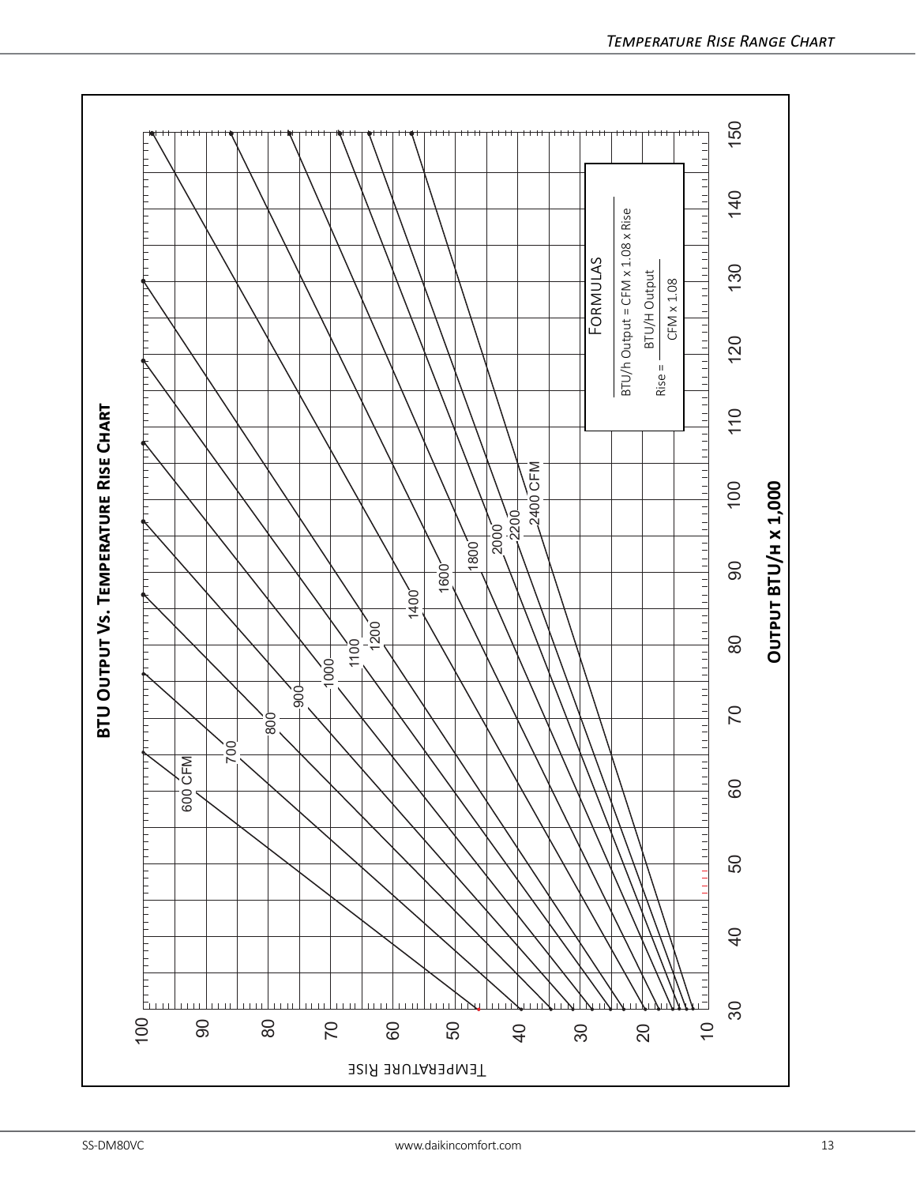## BTU Output Vs. Temperature Rise Chart

Temperature Rise (10–100) vs. Output BTU/h x 1,000 (30–150)

CFM lines: 600 CFM, 700, 800, 900, 1000, 1100, 1200, 1400, 1600, 1800, 2000, 2200, 2400 CFM

**Formulas**

BTU/h Output = CFM x 1.08 x Rise

$$\text{Rise} = \frac{\text{BTU/H Output}}{\text{CFM} \times 1.08}$$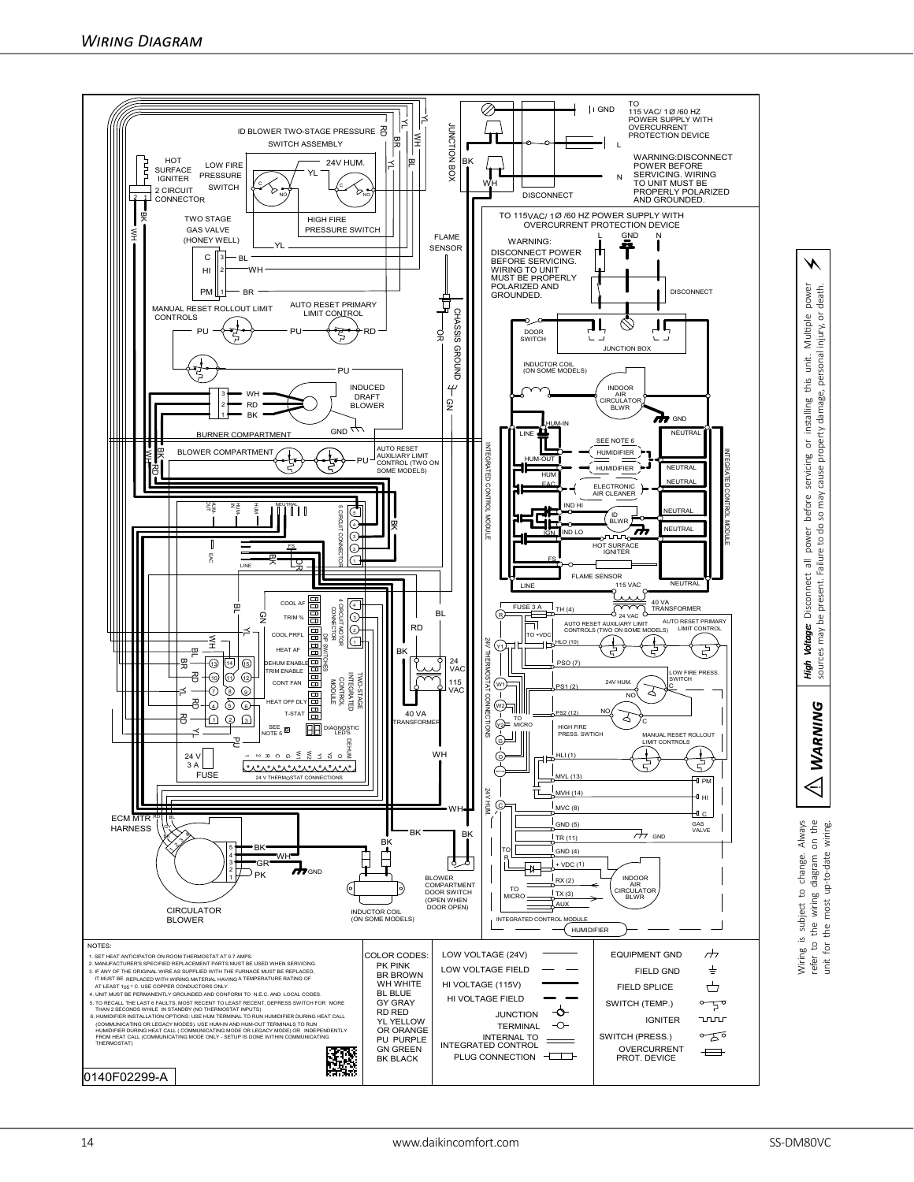## Wiring Diagram

TO 115 VAC/ 1 Ø /60 HZ POWER SUPPLY WITH OVERCURRENT PROTECTION DEVICE

WARNING: DISCONNECT POWER BEFORE SERVICING. WIRING TO UNIT MUST BE PROPERLY POLARIZED AND GROUNDED.

TO 115VAC/ 1Ø /60 HZ POWER SUPPLY WITH OVERCURRENT PROTECTION DEVICE

WARNING: DISCONNECT POWER BEFORE SERVICING. WIRING TO UNIT MUST BE PROPERLY POLARIZED AND GROUNDED.

NOTES:

1. SET HEAT ANTICIPATOR ON ROOM THERMOSTAT AT 0.7 AMPS.
2. MANUFACTURER'S SPECIFIED REPLACEMENT PARTS MUST BE USED WHEN SERVICING.
3. IF ANY OF THE ORIGINAL WIRE AS SUPPLIED WITH THE FURNACE MUST BE REPLACED, IT MUST BE REPLACED WITH WIRING MATERIAL HAVING A TEMPERATURE RATING OF AT LEAST 105° C. USE COPPER CONDUCTORS ONLY.
4. UNIT MUST BE PERMANENTLY GROUNDED AND CONFORM TO N.E.C. AND LOCAL CODES.
5. TO RECALL THE LAST 6 FAULTS, MOST RECENT TO LEAST RECENT, DEPRESS SWITCH FOR MORE THAN 2 SECONDS WHILE IN STANDBY (NO THERMOSTAT INPUTS)
6. HUMIDIFIER INSTALLATION OPTIONS: USE HUM TERMINAL TO RUN HUMIDIFIER DURING HEAT CALL (COMMUNICATING OR LEGACY MODES). USE HUM-IN AND HUM-OUT TERMINALS TO RUN HUMIDIFIER DURING HEAT CALL (COMMUNICATING MODE OR LEGACY MODE) OR INDEPENDENTLY FROM HEAT CALL (COMMUNICATING MODE ONLY - SETUP IS DONE WITHIN COMMUNICATING THERMOSTAT)

COLOR CODES:

- PK PINK
- BR BROWN
- WH WHITE
- BL BLUE
- GY GRAY
- RD RED
- YL YELLOW OR ORANGE
- PU PURPLE
- GN GREEN
- BK BLACK

| Symbol legend | |
|---|---|
| LOW VOLTAGE (24V) | EQUIPMENT GND |
| LOW VOLTAGE FIELD | FIELD GND |
| HI VOLTAGE (115V) | FIELD SPLICE |
| HI VOLTAGE FIELD | SWITCH (TEMP.) |
| JUNCTION | IGNITER |
| TERMINAL | SWITCH (PRESS.) |
| INTERNAL TO INTEGRATED CONTROL | OVERCURRENT PROT. DEVICE |
| PLUG CONNECTION | |

0140F02299-A

⚠ **WARNING**

***High Voltage:*** Disconnect all power before servicing or installing this unit. Multiple power sources may be present. Failure to do so may cause property damage, personal injury, or death.

Wiring is subject to change. Always refer to the wiring diagram on the unit for the most up-to-date wiring.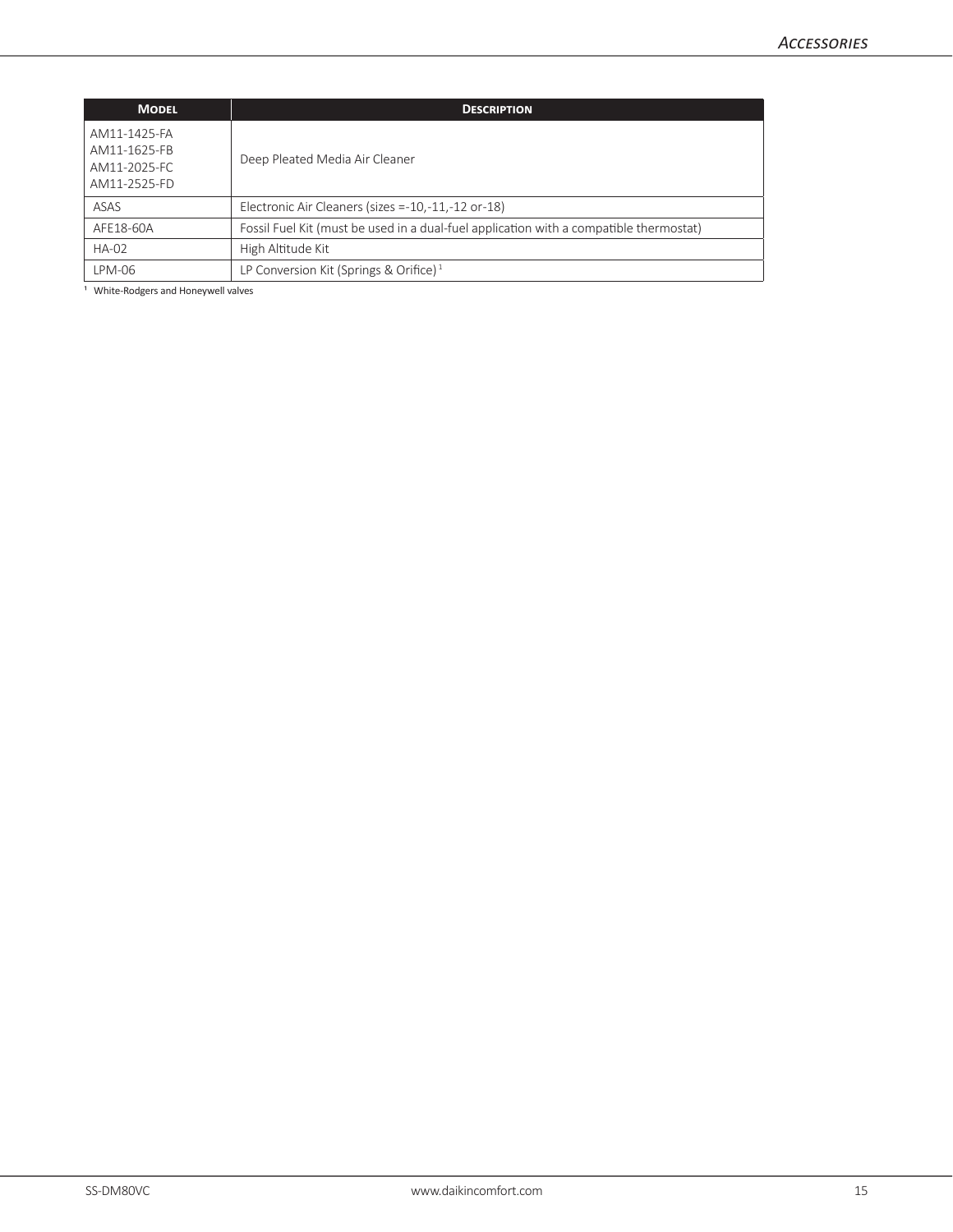| Model | Description |
|---|---|
| AM11-1425-FA<br>AM11-1625-FB<br>AM11-2025-FC<br>AM11-2525-FD | Deep Pleated Media Air Cleaner |
| ASAS | Electronic Air Cleaners (sizes =-10,-11,-12 or-18) |
| AFE18-60A | Fossil Fuel Kit (must be used in a dual-fuel application with a compatible thermostat) |
| HA-02 | High Altitude Kit |
| LPM-06 | LP Conversion Kit (Springs & Orifice) [1] |

[1] White-Rodgers and Honeywell valves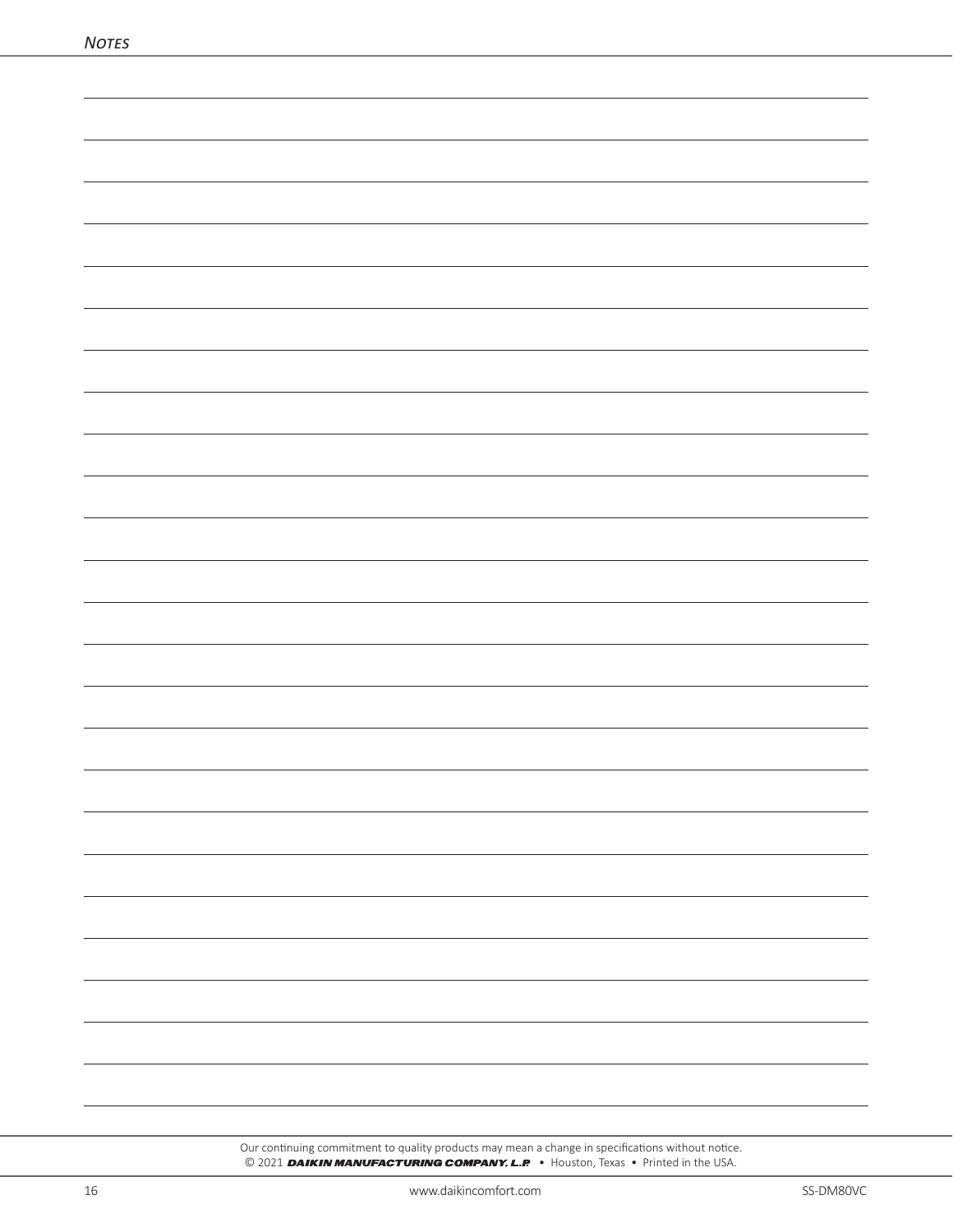## *Notes*

Our continuing commitment to quality products may mean a change in specifications without notice.
© 2021 ***DAIKIN MANUFACTURING COMPANY, L.P.*** • Houston, Texas • Printed in the USA.

www.daikincomfort.com

SS-DM80VC